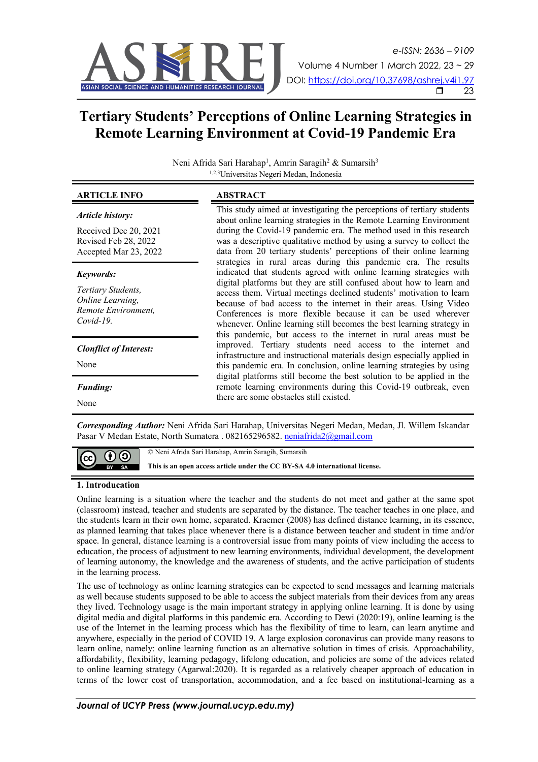# Tertiary Students' Perceptions of Online Learning Strategies in Remote Learning Environment at Covid-19 Pandemic Era

Neni Afrida Sari Harahap[1], Amrin Saragih[2] & Sumarsih[3]

[1,2,3]Universitas Negeri Medan, Indonesia

**ARTICLE INFO**

***Article history:***

Received Dec 20, 2021
Revised Feb 28, 2022
Accepted Mar 23, 2022

***Keywords:***

*Tertiary Students,*
*Online Learning,*
*Remote Environment,*
*Covid-19.*

***Clonflict of Interest:***

None

***Funding:***

None

**ABSTRACT**

This study aimed at investigating the perceptions of tertiary students about online learning strategies in the Remote Learning Environment during the Covid-19 pandemic era. The method used in this research was a descriptive qualitative method by using a survey to collect the data from 20 tertiary students' perceptions of their online learning strategies in rural areas during this pandemic era. The results indicated that students agreed with online learning strategies with digital platforms but they are still confused about how to learn and access them. Virtual meetings declined students' motivation to learn because of bad access to the internet in their areas. Using Video Conferences is more flexible because it can be used wherever whenever. Online learning still becomes the best learning strategy in this pandemic, but access to the internet in rural areas must be improved. Tertiary students need access to the internet and infrastructure and instructional materials design especially applied in this pandemic era. In conclusion, online learning strategies by using digital platforms still become the best solution to be applied in the remote learning environments during this Covid-19 outbreak, even there are some obstacles still existed.

***Corresponding Author:*** Neni Afrida Sari Harahap, Universitas Negeri Medan, Medan, Jl. Willem Iskandar Pasar V Medan Estate, North Sumatera . 082165296582. neniafrida2@gmail.com

© Neni Afrida Sari Harahap, Amrin Saragih, Sumarsih

**This is an open access article under the CC BY-SA 4.0 international license.**

## 1. Introduction

Online learning is a situation where the teacher and the students do not meet and gather at the same spot (classroom) instead, teacher and students are separated by the distance. The teacher teaches in one place, and the students learn in their own home, separated. Kraemer (2008) has defined distance learning, in its essence, as planned learning that takes place whenever there is a distance between teacher and student in time and/or space. In general, distance learning is a controversial issue from many points of view including the access to education, the process of adjustment to new learning environments, individual development, the development of learning autonomy, the knowledge and the awareness of students, and the active participation of students in the learning process.

The use of technology as online learning strategies can be expected to send messages and learning materials as well because students supposed to be able to access the subject materials from their devices from any areas they lived. Technology usage is the main important strategy in applying online learning. It is done by using digital media and digital platforms in this pandemic era. According to Dewi (2020:19), online learning is the use of the Internet in the learning process which has the flexibility of time to learn, can learn anytime and anywhere, especially in the period of COVID 19. A large explosion coronavirus can provide many reasons to learn online, namely: online learning function as an alternative solution in times of crisis. Approachability, affordability, flexibility, learning pedagogy, lifelong education, and policies are some of the advices related to online learning strategy (Agarwal:2020). It is regarded as a relatively cheaper approach of education in terms of the lower cost of transportation, accommodation, and a fee based on institutional-learning as a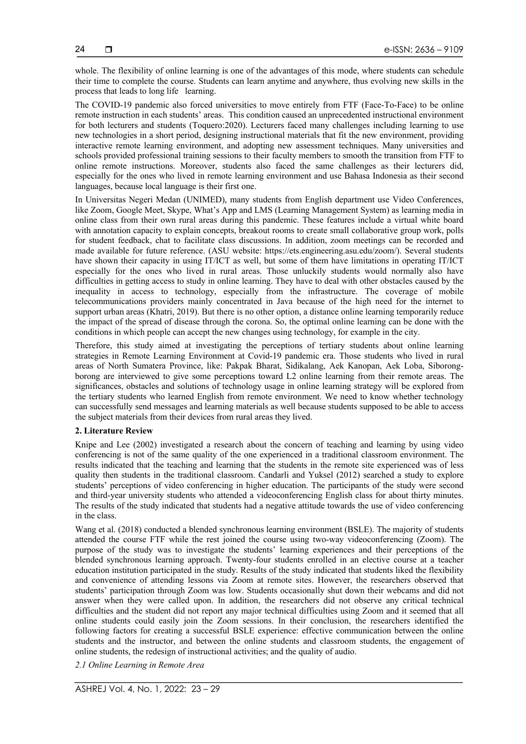whole. The flexibility of online learning is one of the advantages of this mode, where students can schedule their time to complete the course. Students can learn anytime and anywhere, thus evolving new skills in the process that leads to long life learning.

The COVID-19 pandemic also forced universities to move entirely from FTF (Face-To-Face) to be online remote instruction in each students' areas. This condition caused an unprecedented instructional environment for both lecturers and students (Toquero:2020). Lecturers faced many challenges including learning to use new technologies in a short period, designing instructional materials that fit the new environment, providing interactive remote learning environment, and adopting new assessment techniques. Many universities and schools provided professional training sessions to their faculty members to smooth the transition from FTF to online remote instructions. Moreover, students also faced the same challenges as their lecturers did, especially for the ones who lived in remote learning environment and use Bahasa Indonesia as their second languages, because local language is their first one.

In Universitas Negeri Medan (UNIMED), many students from English department use Video Conferences, like Zoom, Google Meet, Skype, What's App and LMS (Learning Management System) as learning media in online class from their own rural areas during this pandemic. These features include a virtual white board with annotation capacity to explain concepts, breakout rooms to create small collaborative group work, polls for student feedback, chat to facilitate class discussions. In addition, zoom meetings can be recorded and made available for future reference. (ASU website: https://ets.engineering.asu.edu/zoom/). Several students have shown their capacity in using IT/ICT as well, but some of them have limitations in operating IT/ICT especially for the ones who lived in rural areas. Those unluckily students would normally also have difficulties in getting access to study in online learning. They have to deal with other obstacles caused by the inequality in access to technology, especially from the infrastructure. The coverage of mobile telecommunications providers mainly concentrated in Java because of the high need for the internet to support urban areas (Khatri, 2019). But there is no other option, a distance online learning temporarily reduce the impact of the spread of disease through the corona. So, the optimal online learning can be done with the conditions in which people can accept the new changes using technology, for example in the city.

Therefore, this study aimed at investigating the perceptions of tertiary students about online learning strategies in Remote Learning Environment at Covid-19 pandemic era. Those students who lived in rural areas of North Sumatera Province, like: Pakpak Bharat, Sidikalang, Aek Kanopan, Aek Loba, Siborong-borong are interviewed to give some perceptions toward L2 online learning from their remote areas. The significances, obstacles and solutions of technology usage in online learning strategy will be explored from the tertiary students who learned English from remote environment. We need to know whether technology can successfully send messages and learning materials as well because students supposed to be able to access the subject materials from their devices from rural areas they lived.

## 2. Literature Review

Knipe and Lee (2002) investigated a research about the concern of teaching and learning by using video conferencing is not of the same quality of the one experienced in a traditional classroom environment. The results indicated that the teaching and learning that the students in the remote site experienced was of less quality then students in the traditional classroom. Candarli and Yuksel (2012) searched a study to explore students' perceptions of video conferencing in higher education. The participants of the study were second and third-year university students who attended a videoconferencing English class for about thirty minutes. The results of the study indicated that students had a negative attitude towards the use of video conferencing in the class.

Wang et al. (2018) conducted a blended synchronous learning environment (BSLE). The majority of students attended the course FTF while the rest joined the course using two-way videoconferencing (Zoom). The purpose of the study was to investigate the students' learning experiences and their perceptions of the blended synchronous learning approach. Twenty-four students enrolled in an elective course at a teacher education institution participated in the study. Results of the study indicated that students liked the flexibility and convenience of attending lessons via Zoom at remote sites. However, the researchers observed that students' participation through Zoom was low. Students occasionally shut down their webcams and did not answer when they were called upon. In addition, the researchers did not observe any critical technical difficulties and the student did not report any major technical difficulties using Zoom and it seemed that all online students could easily join the Zoom sessions. In their conclusion, the researchers identified the following factors for creating a successful BSLE experience: effective communication between the online students and the instructor, and between the online students and classroom students, the engagement of online students, the redesign of instructional activities; and the quality of audio.

### *2.1 Online Learning in Remote Area*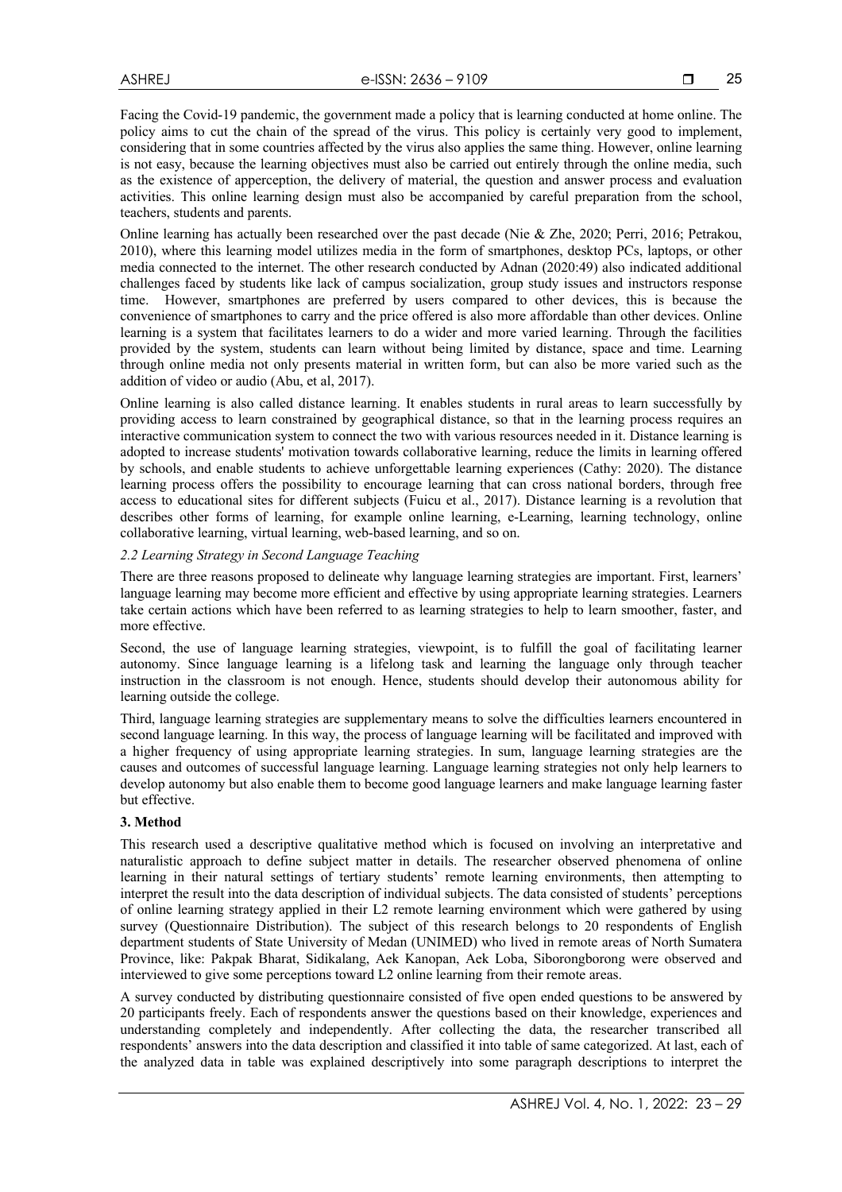Facing the Covid-19 pandemic, the government made a policy that is learning conducted at home online. The policy aims to cut the chain of the spread of the virus. This policy is certainly very good to implement, considering that in some countries affected by the virus also applies the same thing. However, online learning is not easy, because the learning objectives must also be carried out entirely through the online media, such as the existence of apperception, the delivery of material, the question and answer process and evaluation activities. This online learning design must also be accompanied by careful preparation from the school, teachers, students and parents.

Online learning has actually been researched over the past decade (Nie & Zhe, 2020; Perri, 2016; Petrakou, 2010), where this learning model utilizes media in the form of smartphones, desktop PCs, laptops, or other media connected to the internet. The other research conducted by Adnan (2020:49) also indicated additional challenges faced by students like lack of campus socialization, group study issues and instructors response time. However, smartphones are preferred by users compared to other devices, this is because the convenience of smartphones to carry and the price offered is also more affordable than other devices. Online learning is a system that facilitates learners to do a wider and more varied learning. Through the facilities provided by the system, students can learn without being limited by distance, space and time. Learning through online media not only presents material in written form, but can also be more varied such as the addition of video or audio (Abu, et al, 2017).

Online learning is also called distance learning. It enables students in rural areas to learn successfully by providing access to learn constrained by geographical distance, so that in the learning process requires an interactive communication system to connect the two with various resources needed in it. Distance learning is adopted to increase students' motivation towards collaborative learning, reduce the limits in learning offered by schools, and enable students to achieve unforgettable learning experiences (Cathy: 2020). The distance learning process offers the possibility to encourage learning that can cross national borders, through free access to educational sites for different subjects (Fuicu et al., 2017). Distance learning is a revolution that describes other forms of learning, for example online learning, e-Learning, learning technology, online collaborative learning, virtual learning, web-based learning, and so on.

### *2.2 Learning Strategy in Second Language Teaching*

There are three reasons proposed to delineate why language learning strategies are important. First, learners' language learning may become more efficient and effective by using appropriate learning strategies. Learners take certain actions which have been referred to as learning strategies to help to learn smoother, faster, and more effective.

Second, the use of language learning strategies, viewpoint, is to fulfill the goal of facilitating learner autonomy. Since language learning is a lifelong task and learning the language only through teacher instruction in the classroom is not enough. Hence, students should develop their autonomous ability for learning outside the college.

Third, language learning strategies are supplementary means to solve the difficulties learners encountered in second language learning. In this way, the process of language learning will be facilitated and improved with a higher frequency of using appropriate learning strategies. In sum, language learning strategies are the causes and outcomes of successful language learning. Language learning strategies not only help learners to develop autonomy but also enable them to become good language learners and make language learning faster but effective.

## **3. Method**

This research used a descriptive qualitative method which is focused on involving an interpretative and naturalistic approach to define subject matter in details. The researcher observed phenomena of online learning in their natural settings of tertiary students' remote learning environments, then attempting to interpret the result into the data description of individual subjects. The data consisted of students' perceptions of online learning strategy applied in their L2 remote learning environment which were gathered by using survey (Questionnaire Distribution). The subject of this research belongs to 20 respondents of English department students of State University of Medan (UNIMED) who lived in remote areas of North Sumatera Province, like: Pakpak Bharat, Sidikalang, Aek Kanopan, Aek Loba, Siborongborong were observed and interviewed to give some perceptions toward L2 online learning from their remote areas.

A survey conducted by distributing questionnaire consisted of five open ended questions to be answered by 20 participants freely. Each of respondents answer the questions based on their knowledge, experiences and understanding completely and independently. After collecting the data, the researcher transcribed all respondents' answers into the data description and classified it into table of same categorized. At last, each of the analyzed data in table was explained descriptively into some paragraph descriptions to interpret the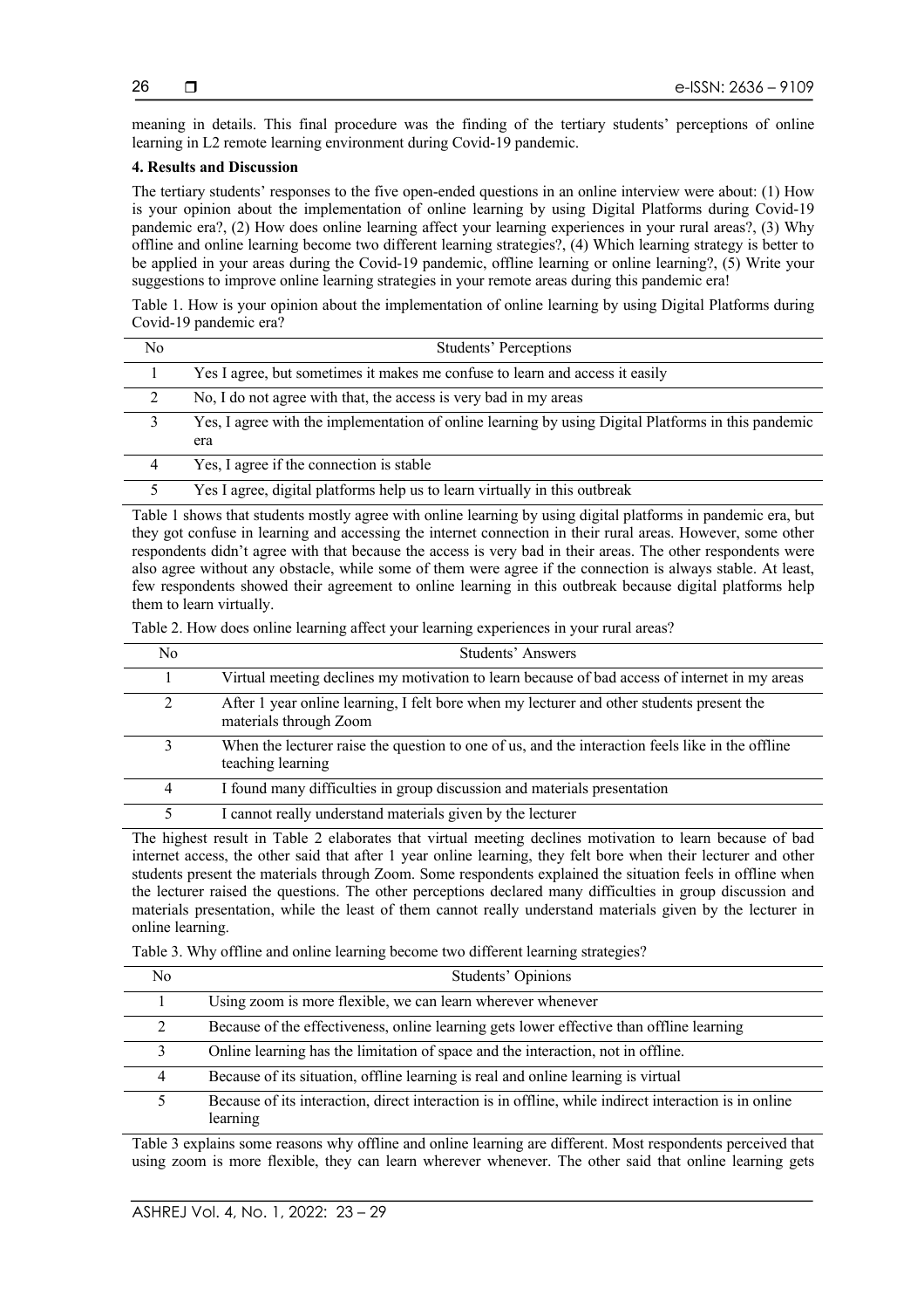meaning in details. This final procedure was the finding of the tertiary students' perceptions of online learning in L2 remote learning environment during Covid-19 pandemic.

**4. Results and Discussion**

The tertiary students' responses to the five open-ended questions in an online interview were about: (1) How is your opinion about the implementation of online learning by using Digital Platforms during Covid-19 pandemic era?, (2) How does online learning affect your learning experiences in your rural areas?, (3) Why offline and online learning become two different learning strategies?, (4) Which learning strategy is better to be applied in your areas during the Covid-19 pandemic, offline learning or online learning?, (5) Write your suggestions to improve online learning strategies in your remote areas during this pandemic era!

Table 1. How is your opinion about the implementation of online learning by using Digital Platforms during Covid-19 pandemic era?

| No | Students' Perceptions |
|---|---|
| 1 | Yes I agree, but sometimes it makes me confuse to learn and access it easily |
| 2 | No, I do not agree with that, the access is very bad in my areas |
| 3 | Yes, I agree with the implementation of online learning by using Digital Platforms in this pandemic era |
| 4 | Yes, I agree if the connection is stable |
| 5 | Yes I agree, digital platforms help us to learn virtually in this outbreak |

Table 1 shows that students mostly agree with online learning by using digital platforms in pandemic era, but they got confuse in learning and accessing the internet connection in their rural areas. However, some other respondents didn't agree with that because the access is very bad in their areas. The other respondents were also agree without any obstacle, while some of them were agree if the connection is always stable. At least, few respondents showed their agreement to online learning in this outbreak because digital platforms help them to learn virtually.

Table 2. How does online learning affect your learning experiences in your rural areas?

| No | Students' Answers |
|---|---|
| 1 | Virtual meeting declines my motivation to learn because of bad access of internet in my areas |
| 2 | After 1 year online learning, I felt bore when my lecturer and other students present the materials through Zoom |
| 3 | When the lecturer raise the question to one of us, and the interaction feels like in the offline teaching learning |
| 4 | I found many difficulties in group discussion and materials presentation |
| 5 | I cannot really understand materials given by the lecturer |

The highest result in Table 2 elaborates that virtual meeting declines motivation to learn because of bad internet access, the other said that after 1 year online learning, they felt bore when their lecturer and other students present the materials through Zoom. Some respondents explained the situation feels in offline when the lecturer raised the questions. The other perceptions declared many difficulties in group discussion and materials presentation, while the least of them cannot really understand materials given by the lecturer in online learning.

Table 3. Why offline and online learning become two different learning strategies?

| No | Students' Opinions |
|---|---|
| 1 | Using zoom is more flexible, we can learn wherever whenever |
| 2 | Because of the effectiveness, online learning gets lower effective than offline learning |
| 3 | Online learning has the limitation of space and the interaction, not in offline. |
| 4 | Because of its situation, offline learning is real and online learning is virtual |
| 5 | Because of its interaction, direct interaction is in offline, while indirect interaction is in online learning |

Table 3 explains some reasons why offline and online learning are different. Most respondents perceived that using zoom is more flexible, they can learn wherever whenever. The other said that online learning gets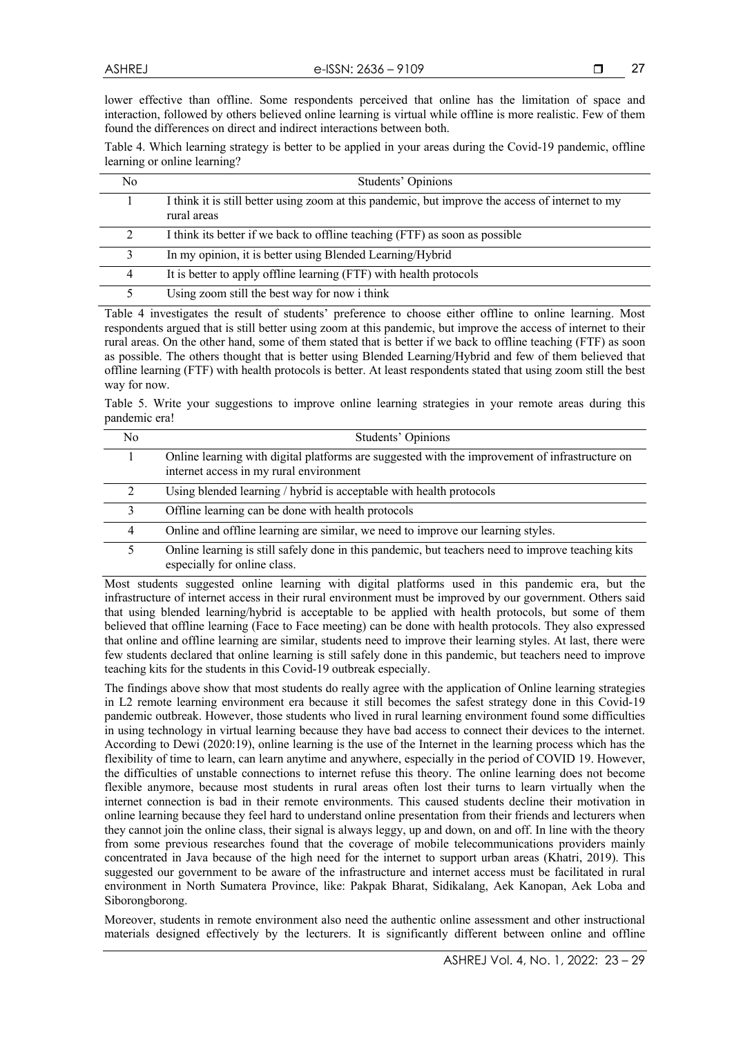lower effective than offline. Some respondents perceived that online has the limitation of space and interaction, followed by others believed online learning is virtual while offline is more realistic. Few of them found the differences on direct and indirect interactions between both.

Table 4. Which learning strategy is better to be applied in your areas during the Covid-19 pandemic, offline learning or online learning?

| No | Students' Opinions |
|---|---|
| 1 | I think it is still better using zoom at this pandemic, but improve the access of internet to my rural areas |
| 2 | I think its better if we back to offline teaching (FTF) as soon as possible |
| 3 | In my opinion, it is better using Blended Learning/Hybrid |
| 4 | It is better to apply offline learning (FTF) with health protocols |
| 5 | Using zoom still the best way for now i think |

Table 4 investigates the result of students' preference to choose either offline to online learning. Most respondents argued that is still better using zoom at this pandemic, but improve the access of internet to their rural areas. On the other hand, some of them stated that is better if we back to offline teaching (FTF) as soon as possible. The others thought that is better using Blended Learning/Hybrid and few of them believed that offline learning (FTF) with health protocols is better. At least respondents stated that using zoom still the best way for now.

Table 5. Write your suggestions to improve online learning strategies in your remote areas during this pandemic era!

| No | Students' Opinions |
|---|---|
| 1 | Online learning with digital platforms are suggested with the improvement of infrastructure on internet access in my rural environment |
| 2 | Using blended learning / hybrid is acceptable with health protocols |
| 3 | Offline learning can be done with health protocols |
| 4 | Online and offline learning are similar, we need to improve our learning styles. |
| 5 | Online learning is still safely done in this pandemic, but teachers need to improve teaching kits especially for online class. |

Most students suggested online learning with digital platforms used in this pandemic era, but the infrastructure of internet access in their rural environment must be improved by our government. Others said that using blended learning/hybrid is acceptable to be applied with health protocols, but some of them believed that offline learning (Face to Face meeting) can be done with health protocols. They also expressed that online and offline learning are similar, students need to improve their learning styles. At last, there were few students declared that online learning is still safely done in this pandemic, but teachers need to improve teaching kits for the students in this Covid-19 outbreak especially.

The findings above show that most students do really agree with the application of Online learning strategies in L2 remote learning environment era because it still becomes the safest strategy done in this Covid-19 pandemic outbreak. However, those students who lived in rural learning environment found some difficulties in using technology in virtual learning because they have bad access to connect their devices to the internet. According to Dewi (2020:19), online learning is the use of the Internet in the learning process which has the flexibility of time to learn, can learn anytime and anywhere, especially in the period of COVID 19. However, the difficulties of unstable connections to internet refuse this theory. The online learning does not become flexible anymore, because most students in rural areas often lost their turns to learn virtually when the internet connection is bad in their remote environments. This caused students decline their motivation in online learning because they feel hard to understand online presentation from their friends and lecturers when they cannot join the online class, their signal is always leggy, up and down, on and off. In line with the theory from some previous researches found that the coverage of mobile telecommunications providers mainly concentrated in Java because of the high need for the internet to support urban areas (Khatri, 2019). This suggested our government to be aware of the infrastructure and internet access must be facilitated in rural environment in North Sumatera Province, like: Pakpak Bharat, Sidikalang, Aek Kanopan, Aek Loba and Siborongborong.

Moreover, students in remote environment also need the authentic online assessment and other instructional materials designed effectively by the lecturers. It is significantly different between online and offline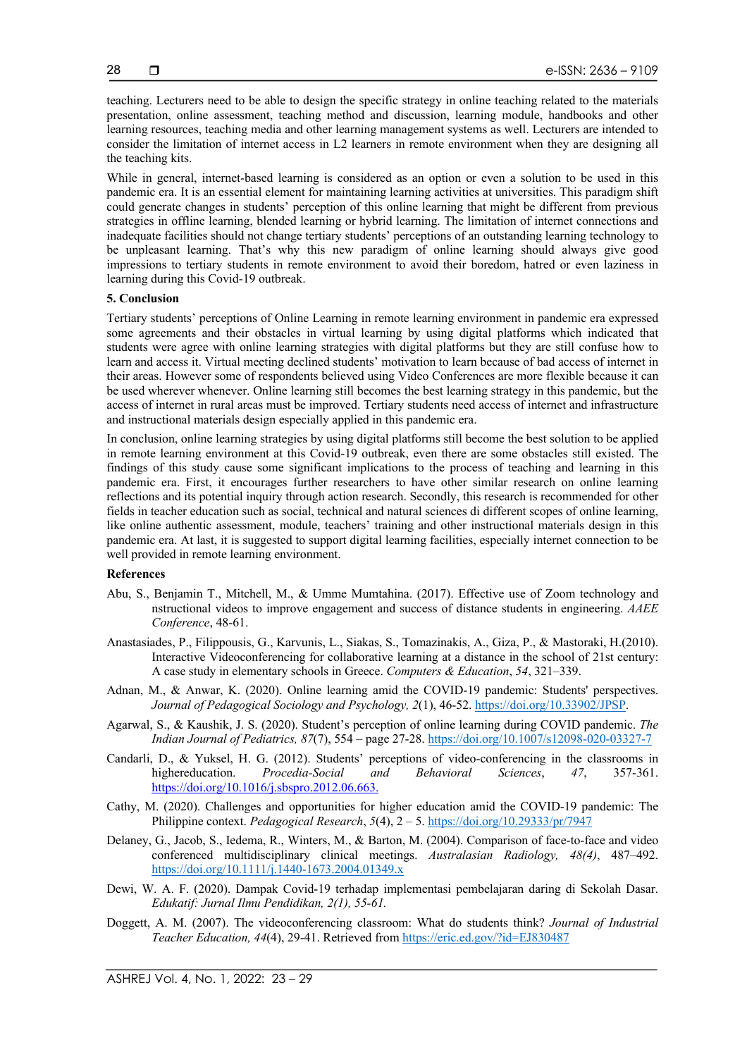teaching. Lecturers need to be able to design the specific strategy in online teaching related to the materials presentation, online assessment, teaching method and discussion, learning module, handbooks and other learning resources, teaching media and other learning management systems as well. Lecturers are intended to consider the limitation of internet access in L2 learners in remote environment when they are designing all the teaching kits.

While in general, internet-based learning is considered as an option or even a solution to be used in this pandemic era. It is an essential element for maintaining learning activities at universities. This paradigm shift could generate changes in students' perception of this online learning that might be different from previous strategies in offline learning, blended learning or hybrid learning. The limitation of internet connections and inadequate facilities should not change tertiary students' perceptions of an outstanding learning technology to be unpleasant learning. That's why this new paradigm of online learning should always give good impressions to tertiary students in remote environment to avoid their boredom, hatred or even laziness in learning during this Covid-19 outbreak.

**5. Conclusion**

Tertiary students' perceptions of Online Learning in remote learning environment in pandemic era expressed some agreements and their obstacles in virtual learning by using digital platforms which indicated that students were agree with online learning strategies with digital platforms but they are still confuse how to learn and access it. Virtual meeting declined students' motivation to learn because of bad access of internet in their areas. However some of respondents believed using Video Conferences are more flexible because it can be used wherever whenever. Online learning still becomes the best learning strategy in this pandemic, but the access of internet in rural areas must be improved. Tertiary students need access of internet and infrastructure and instructional materials design especially applied in this pandemic era.

In conclusion, online learning strategies by using digital platforms still become the best solution to be applied in remote learning environment at this Covid-19 outbreak, even there are some obstacles still existed. The findings of this study cause some significant implications to the process of teaching and learning in this pandemic era. First, it encourages further researchers to have other similar research on online learning reflections and its potential inquiry through action research. Secondly, this research is recommended for other fields in teacher education such as social, technical and natural sciences di different scopes of online learning, like online authentic assessment, module, teachers' training and other instructional materials design in this pandemic era. At last, it is suggested to support digital learning facilities, especially internet connection to be well provided in remote learning environment.

**References**

Abu, S., Benjamin T., Mitchell, M., & Umme Mumtahina. (2017). Effective use of Zoom technology and nstructional videos to improve engagement and success of distance students in engineering. *AAEE Conference*, 48-61.

Anastasiades, P., Filippousis, G., Karvunis, L., Siakas, S., Tomazinakis, A., Giza, P., & Mastoraki, H.(2010). Interactive Videoconferencing for collaborative learning at a distance in the school of 21st century: A case study in elementary schools in Greece. *Computers & Education*, *54*, 321–339.

Adnan, M., & Anwar, K. (2020). Online learning amid the COVID-19 pandemic: Students' perspectives. *Journal of Pedagogical Sociology and Psychology, 2*(1), 46-52. https://doi.org/10.33902/JPSP.

Agarwal, S., & Kaushik, J. S. (2020). Student's perception of online learning during COVID pandemic. *The Indian Journal of Pediatrics, 87*(7), 554 – page 27-28. https://doi.org/10.1007/s12098-020-03327-7

Candarli, D., & Yuksel, H. G. (2012). Students' perceptions of video-conferencing in the classrooms in highereducation. *Procedia-Social and Behavioral Sciences*, *47*, 357-361. https://doi.org/10.1016/j.sbspro.2012.06.663.

Cathy, M. (2020). Challenges and opportunities for higher education amid the COVID-19 pandemic: The Philippine context. *Pedagogical Research*, *5*(4), 2 – 5. https://doi.org/10.29333/pr/7947

Delaney, G., Jacob, S., Iedema, R., Winters, M., & Barton, M. (2004). Comparison of face-to-face and video conferenced multidisciplinary clinical meetings. *Australasian Radiology, 48(4)*, 487–492. https://doi.org/10.1111/j.1440-1673.2004.01349.x

Dewi, W. A. F. (2020). Dampak Covid-19 terhadap implementasi pembelajaran daring di Sekolah Dasar. *Edukatif: Jurnal Ilmu Pendidikan, 2(1), 55-61.*

Doggett, A. M. (2007). The videoconferencing classroom: What do students think? *Journal of Industrial Teacher Education, 44*(4), 29-41. Retrieved from https://eric.ed.gov/?id=EJ830487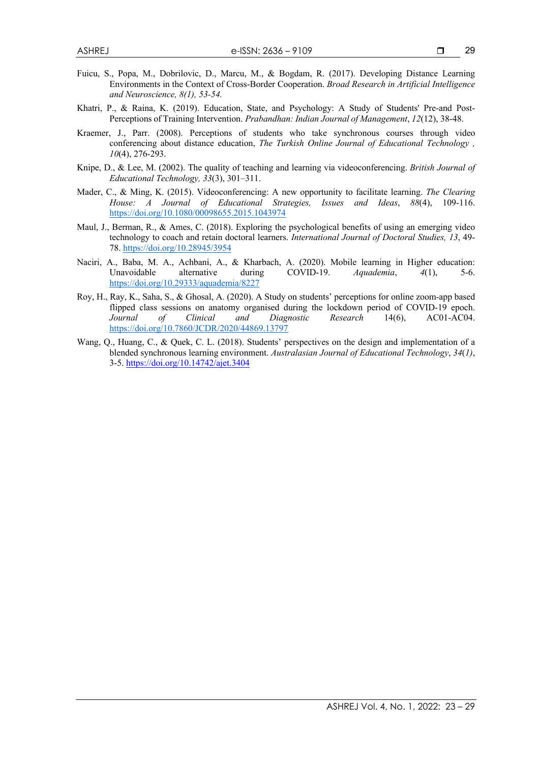Fuicu, S., Popa, M., Dobrilovic, D., Marcu, M., & Bogdam, R. (2017). Developing Distance Learning Environments in the Context of Cross-Border Cooperation. *Broad Research in Artificial Intelligence and Neuroscience, 8(1), 53-54.*

Khatri, P., & Raina, K. (2019). Education, State, and Psychology: A Study of Students' Pre-and Post-Perceptions of Training Intervention. *Prabandhan: Indian Journal of Management*, *12*(12), 38-48.

Kraemer, J., Parr. (2008). Perceptions of students who take synchronous courses through video conferencing about distance education, *The Turkish Online Journal of Educational Technology* , *10*(4), 276-293.

Knipe, D., & Lee, M. (2002). The quality of teaching and learning via videoconferencing. *British Journal of Educational Technology, 33*(3), 301–311.

Mader, C., & Ming, K. (2015). Videoconferencing: A new opportunity to facilitate learning. *The Clearing House: A Journal of Educational Strategies, Issues and Ideas*, *88*(4), 109-116. https://doi.org/10.1080/00098655.2015.1043974

Maul, J., Berman, R., & Ames, C. (2018). Exploring the psychological benefits of using an emerging video technology to coach and retain doctoral learners. *International Journal of Doctoral Studies, 13*, 49-78. https://doi.org/10.28945/3954

Naciri, A., Baba, M. A., Achbani, A., & Kharbach, A. (2020). Mobile learning in Higher education: Unavoidable alternative during COVID-19. *Aquademia*, *4*(1), 5-6. https://doi.org/10.29333/aquademia/8227

Roy, H., Ray, K., Saha, S., & Ghosal, A. (2020). A Study on students' perceptions for online zoom-app based flipped class sessions on anatomy organised during the lockdown period of COVID-19 epoch. *Journal of Clinical and Diagnostic Research* 14(6), AC01-AC04. https://doi.org/10.7860/JCDR/2020/44869.13797

Wang, Q., Huang, C., & Quek, C. L. (2018). Students' perspectives on the design and implementation of a blended synchronous learning environment. *Australasian Journal of Educational Technology*, *34*(*1)*, 3-5. https://doi.org/10.14742/ajet.3404